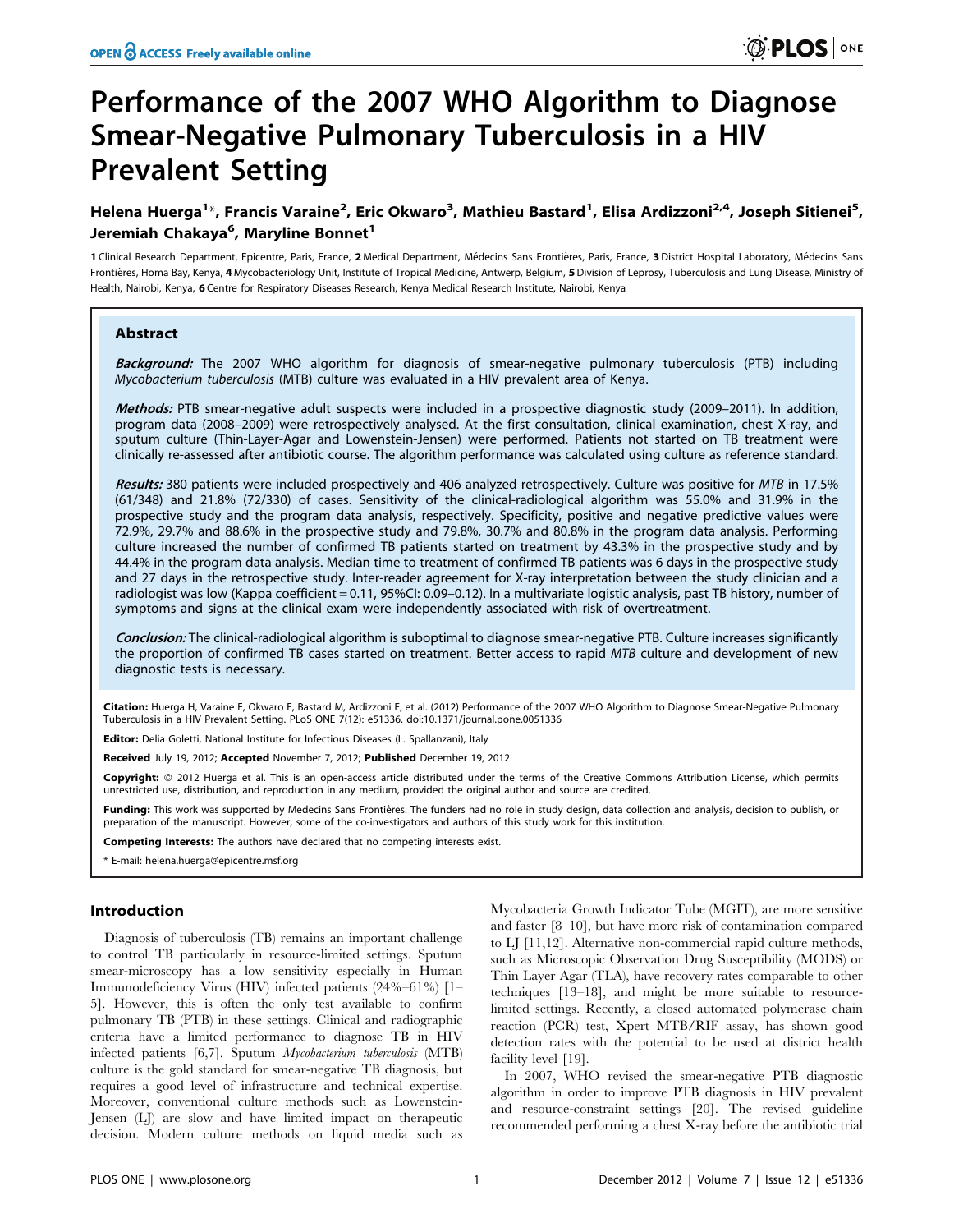# Performance of the 2007 WHO Algorithm to Diagnose Smear-Negative Pulmonary Tuberculosis in a HIV Prevalent Setting

**Helena Huerga[1]\*, Francis Varaine[2], Eric Okwaro[3], Mathieu Bastard[1], Elisa Ardizzoni[2,4], Joseph Sitienei[5], Jeremiah Chakaya[6], Maryline Bonnet[1]**

1 Clinical Research Department, Epicentre, Paris, France, 2 Medical Department, Médecins Sans Frontières, Paris, France, 3 District Hospital Laboratory, Médecins Sans Frontières, Homa Bay, Kenya, 4 Mycobacteriology Unit, Institute of Tropical Medicine, Antwerp, Belgium, 5 Division of Leprosy, Tuberculosis and Lung Disease, Ministry of Health, Nairobi, Kenya, 6 Centre for Respiratory Diseases Research, Kenya Medical Research Institute, Nairobi, Kenya

## Abstract

***Background:*** The 2007 WHO algorithm for diagnosis of smear-negative pulmonary tuberculosis (PTB) including *Mycobacterium tuberculosis* (MTB) culture was evaluated in a HIV prevalent area of Kenya.

***Methods:*** PTB smear-negative adult suspects were included in a prospective diagnostic study (2009–2011). In addition, program data (2008–2009) were retrospectively analysed. At the first consultation, clinical examination, chest X-ray, and sputum culture (Thin-Layer-Agar and Lowenstein-Jensen) were performed. Patients not started on TB treatment were clinically re-assessed after antibiotic course. The algorithm performance was calculated using culture as reference standard.

***Results:*** 380 patients were included prospectively and 406 analyzed retrospectively. Culture was positive for *MTB* in 17.5% (61/348) and 21.8% (72/330) of cases. Sensitivity of the clinical-radiological algorithm was 55.0% and 31.9% in the prospective study and the program data analysis, respectively. Specificity, positive and negative predictive values were 72.9%, 29.7% and 88.6% in the prospective study and 79.8%, 30.7% and 80.8% in the program data analysis. Performing culture increased the number of confirmed TB patients started on treatment by 43.3% in the prospective study and by 44.4% in the program data analysis. Median time to treatment of confirmed TB patients was 6 days in the prospective study and 27 days in the retrospective study. Inter-reader agreement for X-ray interpretation between the study clinician and a radiologist was low (Kappa coefficient = 0.11, 95%CI: 0.09–0.12). In a multivariate logistic analysis, past TB history, number of symptoms and signs at the clinical exam were independently associated with risk of overtreatment.

***Conclusion:*** The clinical-radiological algorithm is suboptimal to diagnose smear-negative PTB. Culture increases significantly the proportion of confirmed TB cases started on treatment. Better access to rapid *MTB* culture and development of new diagnostic tests is necessary.

**Citation:** Huerga H, Varaine F, Okwaro E, Bastard M, Ardizzoni E, et al. (2012) Performance of the 2007 WHO Algorithm to Diagnose Smear-Negative Pulmonary Tuberculosis in a HIV Prevalent Setting. PLoS ONE 7(12): e51336. doi:10.1371/journal.pone.0051336

**Editor:** Delia Goletti, National Institute for Infectious Diseases (L. Spallanzani), Italy

**Received** July 19, 2012; **Accepted** November 7, 2012; **Published** December 19, 2012

**Copyright:** © 2012 Huerga et al. This is an open-access article distributed under the terms of the Creative Commons Attribution License, which permits unrestricted use, distribution, and reproduction in any medium, provided the original author and source are credited.

**Funding:** This work was supported by Medecins Sans Frontières. The funders had no role in study design, data collection and analysis, decision to publish, or preparation of the manuscript. However, some of the co-investigators and authors of this study work for this institution.

**Competing Interests:** The authors have declared that no competing interests exist.

\* E-mail: helena.huerga@epicentre.msf.org

## Introduction

Diagnosis of tuberculosis (TB) remains an important challenge to control TB particularly in resource-limited settings. Sputum smear-microscopy has a low sensitivity especially in Human Immunodeficiency Virus (HIV) infected patients (24%–61%) [1–5]. However, this is often the only test available to confirm pulmonary TB (PTB) in these settings. Clinical and radiographic criteria have a limited performance to diagnose TB in HIV infected patients [6,7]. Sputum *Mycobacterium tuberculosis* (MTB) culture is the gold standard for smear-negative TB diagnosis, but requires a good level of infrastructure and technical expertise. Moreover, conventional culture methods such as Lowenstein-Jensen (LJ) are slow and have limited impact on therapeutic decision. Modern culture methods on liquid media such as Mycobacteria Growth Indicator Tube (MGIT), are more sensitive and faster [8–10], but have more risk of contamination compared to LJ [11,12]. Alternative non-commercial rapid culture methods, such as Microscopic Observation Drug Susceptibility (MODS) or Thin Layer Agar (TLA), have recovery rates comparable to other techniques [13–18], and might be more suitable to resource-limited settings. Recently, a closed automated polymerase chain reaction (PCR) test, Xpert MTB/RIF assay, has shown good detection rates with the potential to be used at district health facility level [19].

In 2007, WHO revised the smear-negative PTB diagnostic algorithm in order to improve PTB diagnosis in HIV prevalent and resource-constraint settings [20]. The revised guideline recommended performing a chest X-ray before the antibiotic trial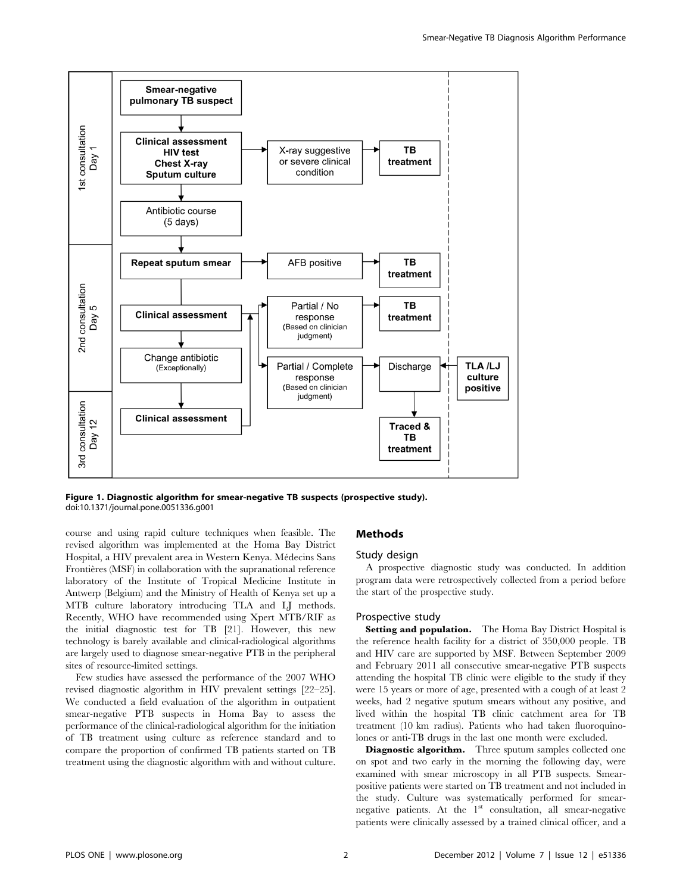**Figure 1. Diagnostic algorithm for smear-negative TB suspects (prospective study).**
doi:10.1371/journal.pone.0051336.g001

course and using rapid culture techniques when feasible. The revised algorithm was implemented at the Homa Bay District Hospital, a HIV prevalent area in Western Kenya. Médecins Sans Frontières (MSF) in collaboration with the supranational reference laboratory of the Institute of Tropical Medicine Institute in Antwerp (Belgium) and the Ministry of Health of Kenya set up a MTB culture laboratory introducing TLA and LJ methods. Recently, WHO have recommended using Xpert MTB/RIF as the initial diagnostic test for TB [21]. However, this new technology is barely available and clinical-radiological algorithms are largely used to diagnose smear-negative PTB in the peripheral sites of resource-limited settings.

Few studies have assessed the performance of the 2007 WHO revised diagnostic algorithm in HIV prevalent settings [22–25]. We conducted a field evaluation of the algorithm in outpatient smear-negative PTB suspects in Homa Bay to assess the performance of the clinical-radiological algorithm for the initiation of TB treatment using culture as reference standard and to compare the proportion of confirmed TB patients started on TB treatment using the diagnostic algorithm with and without culture.

## Methods

### Study design

A prospective diagnostic study was conducted. In addition program data were retrospectively collected from a period before the start of the prospective study.

### Prospective study

**Setting and population.** The Homa Bay District Hospital is the reference health facility for a district of 350,000 people. TB and HIV care are supported by MSF. Between September 2009 and February 2011 all consecutive smear-negative PTB suspects attending the hospital TB clinic were eligible to the study if they were 15 years or more of age, presented with a cough of at least 2 weeks, had 2 negative sputum smears without any positive, and lived within the hospital TB clinic catchment area for TB treatment (10 km radius). Patients who had taken fluoroquinolones or anti-TB drugs in the last one month were excluded.

**Diagnostic algorithm.** Three sputum samples collected one on spot and two early in the morning the following day, were examined with smear microscopy in all PTB suspects. Smear-positive patients were started on TB treatment and not included in the study. Culture was systematically performed for smear-negative patients. At the 1st consultation, all smear-negative patients were clinically assessed by a trained clinical officer, and a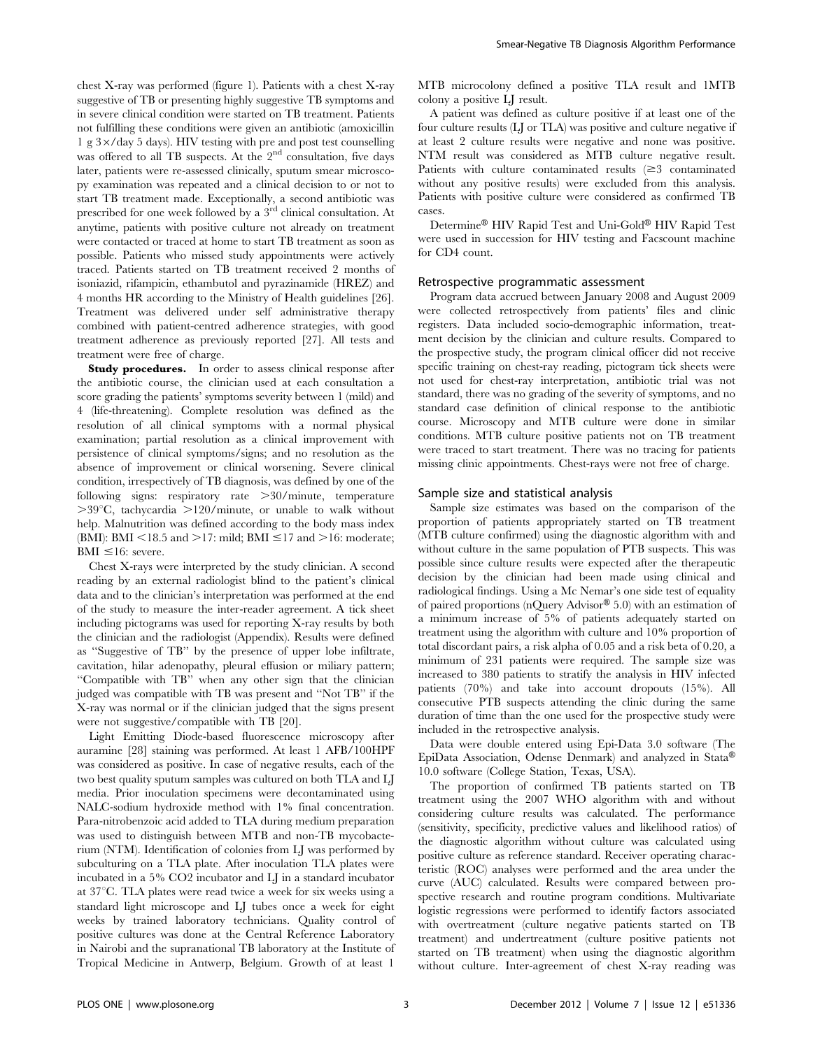chest X-ray was performed (figure 1). Patients with a chest X-ray suggestive of TB or presenting highly suggestive TB symptoms and in severe clinical condition were started on TB treatment. Patients not fulfilling these conditions were given an antibiotic (amoxicillin 1 g 3×/day 5 days). HIV testing with pre and post test counselling was offered to all TB suspects. At the 2nd consultation, five days later, patients were re-assessed clinically, sputum smear microscopy examination was repeated and a clinical decision to or not to start TB treatment made. Exceptionally, a second antibiotic was prescribed for one week followed by a 3rd clinical consultation. At anytime, patients with positive culture not already on treatment were contacted or traced at home to start TB treatment as soon as possible. Patients who missed study appointments were actively traced. Patients started on TB treatment received 2 months of isoniazid, rifampicin, ethambutol and pyrazinamide (HREZ) and 4 months HR according to the Ministry of Health guidelines [26]. Treatment was delivered under self administrative therapy combined with patient-centred adherence strategies, with good treatment adherence as previously reported [27]. All tests and treatment were free of charge.

**Study procedures.** In order to assess clinical response after the antibiotic course, the clinician used at each consultation a score grading the patients' symptoms severity between 1 (mild) and 4 (life-threatening). Complete resolution was defined as the resolution of all clinical symptoms with a normal physical examination; partial resolution as a clinical improvement with persistence of clinical symptoms/signs; and no resolution as the absence of improvement or clinical worsening. Severe clinical condition, irrespectively of TB diagnosis, was defined by one of the following signs: respiratory rate >30/minute, temperature >39°C, tachycardia >120/minute, or unable to walk without help. Malnutrition was defined according to the body mass index (BMI): BMI <18.5 and >17: mild; BMI ≤17 and >16: moderate; BMI ≤16: severe.

Chest X-rays were interpreted by the study clinician. A second reading by an external radiologist blind to the patient's clinical data and to the clinician's interpretation was performed at the end of the study to measure the inter-reader agreement. A tick sheet including pictograms was used for reporting X-ray results by both the clinician and the radiologist (Appendix). Results were defined as "Suggestive of TB" by the presence of upper lobe infiltrate, cavitation, hilar adenopathy, pleural effusion or miliary pattern; "Compatible with TB" when any other sign that the clinician judged was compatible with TB was present and "Not TB" if the X-ray was normal or if the clinician judged that the signs present were not suggestive/compatible with TB [20].

Light Emitting Diode-based fluorescence microscopy after auramine [28] staining was performed. At least 1 AFB/100HPF was considered as positive. In case of negative results, each of the two best quality sputum samples was cultured on both TLA and LJ media. Prior inoculation specimens were decontaminated using NALC-sodium hydroxide method with 1% final concentration. Para-nitrobenzoic acid added to TLA during medium preparation was used to distinguish between MTB and non-TB mycobacterium (NTM). Identification of colonies from LJ was performed by subculturing on a TLA plate. After inoculation TLA plates were incubated in a 5% CO2 incubator and LJ in a standard incubator at 37°C. TLA plates were read twice a week for six weeks using a standard light microscope and LJ tubes once a week for eight weeks by trained laboratory technicians. Quality control of positive cultures was done at the Central Reference Laboratory in Nairobi and the supranational TB laboratory at the Institute of Tropical Medicine in Antwerp, Belgium. Growth of at least 1 MTB microcolony defined a positive TLA result and 1MTB colony a positive LJ result.

A patient was defined as culture positive if at least one of the four culture results (LJ or TLA) was positive and culture negative if at least 2 culture results were negative and none was positive. NTM result was considered as MTB culture negative result. Patients with culture contaminated results (≥3 contaminated without any positive results) were excluded from this analysis. Patients with positive culture were considered as confirmed TB cases.

Determine® HIV Rapid Test and Uni-Gold® HIV Rapid Test were used in succession for HIV testing and Facscount machine for CD4 count.

### Retrospective programmatic assessment

Program data accrued between January 2008 and August 2009 were collected retrospectively from patients' files and clinic registers. Data included socio-demographic information, treatment decision by the clinician and culture results. Compared to the prospective study, the program clinical officer did not receive specific training on chest-ray reading, pictogram tick sheets were not used for chest-ray interpretation, antibiotic trial was not standard, there was no grading of the severity of symptoms, and no standard case definition of clinical response to the antibiotic course. Microscopy and MTB culture were done in similar conditions. MTB culture positive patients not on TB treatment were traced to start treatment. There was no tracing for patients missing clinic appointments. Chest-rays were not free of charge.

### Sample size and statistical analysis

Sample size estimates was based on the comparison of the proportion of patients appropriately started on TB treatment (MTB culture confirmed) using the diagnostic algorithm with and without culture in the same population of PTB suspects. This was possible since culture results were expected after the therapeutic decision by the clinician had been made using clinical and radiological findings. Using a Mc Nemar's one side test of equality of paired proportions (nQuery Advisor® 5.0) with an estimation of a minimum increase of 5% of patients adequately started on treatment using the algorithm with culture and 10% proportion of total discordant pairs, a risk alpha of 0.05 and a risk beta of 0.20, a minimum of 231 patients were required. The sample size was increased to 380 patients to stratify the analysis in HIV infected patients (70%) and take into account dropouts (15%). All consecutive PTB suspects attending the clinic during the same duration of time than the one used for the prospective study were included in the retrospective analysis.

Data were double entered using Epi-Data 3.0 software (The EpiData Association, Odense Denmark) and analyzed in Stata® 10.0 software (College Station, Texas, USA).

The proportion of confirmed TB patients started on TB treatment using the 2007 WHO algorithm with and without considering culture results was calculated. The performance (sensitivity, specificity, predictive values and likelihood ratios) of the diagnostic algorithm without culture was calculated using positive culture as reference standard. Receiver operating characteristic (ROC) analyses were performed and the area under the curve (AUC) calculated. Results were compared between prospective research and routine program conditions. Multivariate logistic regressions were performed to identify factors associated with overtreatment (culture negative patients started on TB treatment) and undertreatment (culture positive patients not started on TB treatment) when using the diagnostic algorithm without culture. Inter-agreement of chest X-ray reading was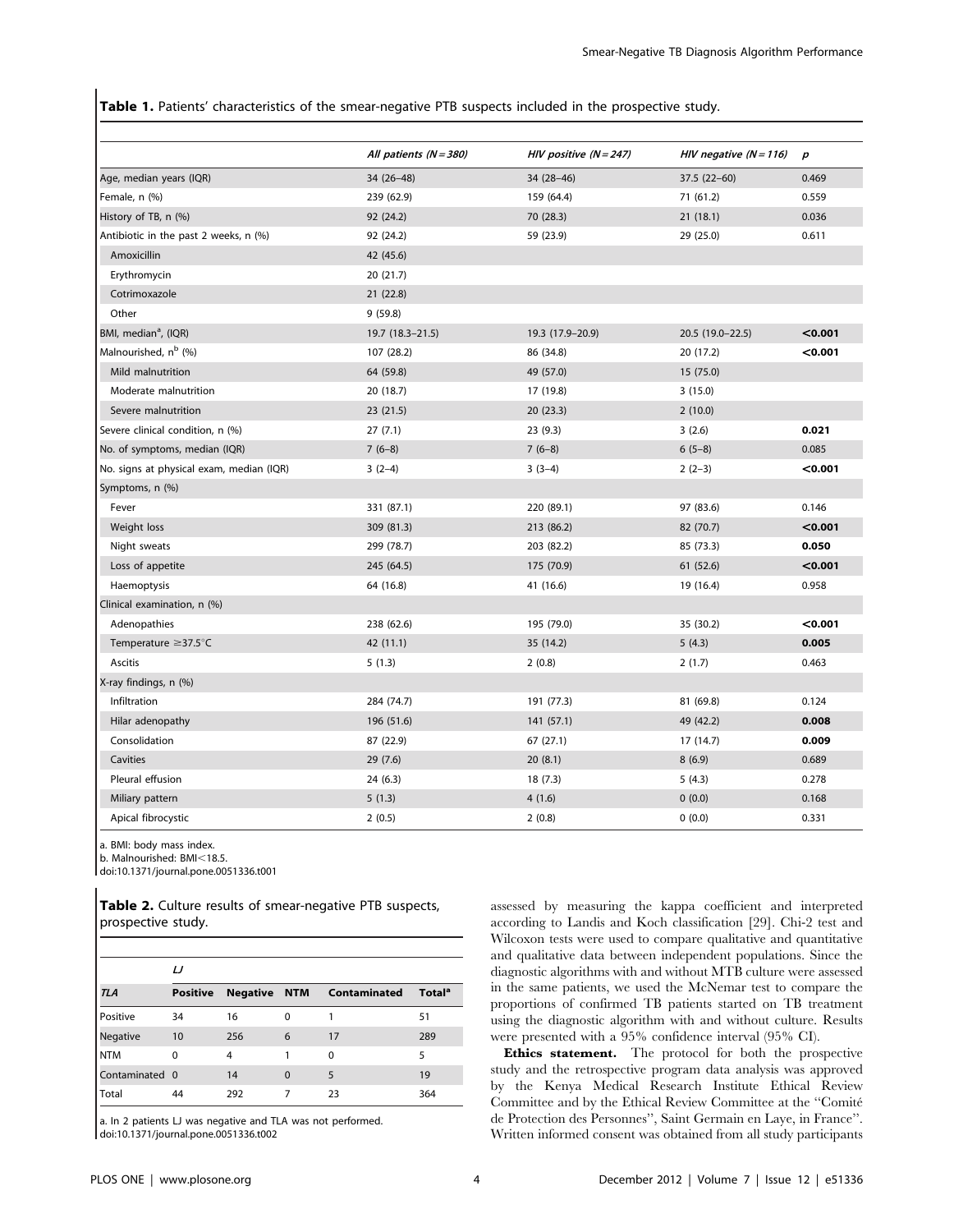**Table 1.** Patients' characteristics of the smear-negative PTB suspects included in the prospective study.

| | *All patients (N = 380)* | *HIV positive (N = 247)* | *HIV negative (N = 116)* | *p* |
|---|---|---|---|---|
| Age, median years (IQR) | 34 (26–48) | 34 (28–46) | 37.5 (22–60) | 0.469 |
| Female, n (%) | 239 (62.9) | 159 (64.4) | 71 (61.2) | 0.559 |
| History of TB, n (%) | 92 (24.2) | 70 (28.3) | 21 (18.1) | 0.036 |
| Antibiotic in the past 2 weeks, n (%) | 92 (24.2) | 59 (23.9) | 29 (25.0) | 0.611 |
| Amoxicillin | 42 (45.6) | | | |
| Erythromycin | 20 (21.7) | | | |
| Cotrimoxazole | 21 (22.8) | | | |
| Other | 9 (59.8) | | | |
| BMI, median[a], (IQR) | 19.7 (18.3–21.5) | 19.3 (17.9–20.9) | 20.5 (19.0–22.5) | **<0.001** |
| Malnourished, n[b] (%) | 107 (28.2) | 86 (34.8) | 20 (17.2) | **<0.001** |
| Mild malnutrition | 64 (59.8) | 49 (57.0) | 15 (75.0) | |
| Moderate malnutrition | 20 (18.7) | 17 (19.8) | 3 (15.0) | |
| Severe malnutrition | 23 (21.5) | 20 (23.3) | 2 (10.0) | |
| Severe clinical condition, n (%) | 27 (7.1) | 23 (9.3) | 3 (2.6) | **0.021** |
| No. of symptoms, median (IQR) | 7 (6–8) | 7 (6–8) | 6 (5–8) | 0.085 |
| No. signs at physical exam, median (IQR) | 3 (2–4) | 3 (3–4) | 2 (2–3) | **<0.001** |
| Symptoms, n (%) | | | | |
| Fever | 331 (87.1) | 220 (89.1) | 97 (83.6) | 0.146 |
| Weight loss | 309 (81.3) | 213 (86.2) | 82 (70.7) | **<0.001** |
| Night sweats | 299 (78.7) | 203 (82.2) | 85 (73.3) | **0.050** |
| Loss of appetite | 245 (64.5) | 175 (70.9) | 61 (52.6) | **<0.001** |
| Haemoptysis | 64 (16.8) | 41 (16.6) | 19 (16.4) | 0.958 |
| Clinical examination, n (%) | | | | |
| Adenopathies | 238 (62.6) | 195 (79.0) | 35 (30.2) | **<0.001** |
| Temperature ≥37.5°C | 42 (11.1) | 35 (14.2) | 5 (4.3) | **0.005** |
| Ascitis | 5 (1.3) | 2 (0.8) | 2 (1.7) | 0.463 |
| X-ray findings, n (%) | | | | |
| Infiltration | 284 (74.7) | 191 (77.3) | 81 (69.8) | 0.124 |
| Hilar adenopathy | 196 (51.6) | 141 (57.1) | 49 (42.2) | **0.008** |
| Consolidation | 87 (22.9) | 67 (27.1) | 17 (14.7) | **0.009** |
| Cavities | 29 (7.6) | 20 (8.1) | 8 (6.9) | 0.689 |
| Pleural effusion | 24 (6.3) | 18 (7.3) | 5 (4.3) | 0.278 |
| Miliary pattern | 5 (1.3) | 4 (1.6) | 0 (0.0) | 0.168 |
| Apical fibrocystic | 2 (0.5) | 2 (0.8) | 0 (0.0) | 0.331 |

a. BMI: body mass index.
b. Malnourished: BMI<18.5.
doi:10.1371/journal.pone.0051336.t001

**Table 2.** Culture results of smear-negative PTB suspects, prospective study.

| | *LJ* | | | | |
|---|---|---|---|---|---|
| *TLA* | **Positive** | **Negative** | **NTM** | **Contaminated** | **Total[a]** |
| Positive | 34 | 16 | 0 | 1 | 51 |
| Negative | 10 | 256 | 6 | 17 | 289 |
| NTM | 0 | 4 | 1 | 0 | 5 |
| Contaminated | 0 | 14 | 0 | 5 | 19 |
| Total | 44 | 292 | 7 | 23 | 364 |

a. In 2 patients LJ was negative and TLA was not performed.
doi:10.1371/journal.pone.0051336.t002

assessed by measuring the kappa coefficient and interpreted according to Landis and Koch classification [29]. Chi-2 test and Wilcoxon tests were used to compare qualitative and quantitative and qualitative data between independent populations. Since the diagnostic algorithms with and without MTB culture were assessed in the same patients, we used the McNemar test to compare the proportions of confirmed TB patients started on TB treatment using the diagnostic algorithm with and without culture. Results were presented with a 95% confidence interval (95% CI).

**Ethics statement.** The protocol for both the prospective study and the retrospective program data analysis was approved by the Kenya Medical Research Institute Ethical Review Committee and by the Ethical Review Committee at the "Comité de Protection des Personnes", Saint Germain en Laye, in France". Written informed consent was obtained from all study participants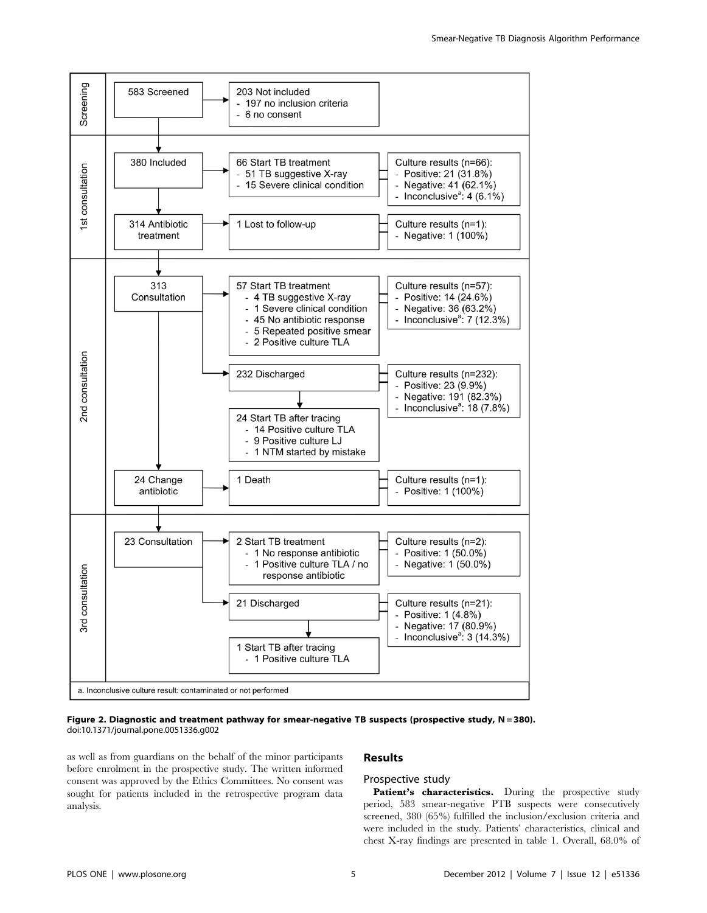**Screening**

- 583 Screened
  - 203 Not included
    - 197 no inclusion criteria
    - 6 no consent

**1st consultation**

- 380 Included
  - 66 Start TB treatment
    - 51 TB suggestive X-ray
    - 15 Severe clinical condition
  - Culture results (n=66):
    - Positive: 21 (31.8%)
    - Negative: 41 (62.1%)
    - Inconclusive[a]: 4 (6.1%)
- 314 Antibiotic treatment
  - 1 Lost to follow-up
  - Culture results (n=1):
    - Negative: 1 (100%)

**2nd consultation**

- 313 Consultation
  - 57 Start TB treatment
    - 4 TB suggestive X-ray
    - 1 Severe clinical condition
    - 45 No antibiotic response
    - 5 Repeated positive smear
    - 2 Positive culture TLA
  - Culture results (n=57):
    - Positive: 14 (24.6%)
    - Negative: 36 (63.2%)
    - Inconclusive[a]: 7 (12.3%)
  - 232 Discharged
    - Culture results (n=232):
      - Positive: 23 (9.9%)
      - Negative: 191 (82.3%)
      - Inconclusive[a]: 18 (7.8%)
    - 24 Start TB after tracing
      - 14 Positive culture TLA
      - 9 Positive culture LJ
      - 1 NTM started by mistake
- 24 Change antibiotic
  - 1 Death
  - Culture results (n=1):
    - Positive: 1 (100%)

**3rd consultation**

- 23 Consultation
  - 2 Start TB treatment
    - 1 No response antibiotic
    - 1 Positive culture TLA / no response antibiotic
  - Culture results (n=2):
    - Positive: 1 (50.0%)
    - Negative: 1 (50.0%)
  - 21 Discharged
    - Culture results (n=21):
      - Positive: 1 (4.8%)
      - Negative: 17 (80.9%)
      - Inconclusive[a]: 3 (14.3%)
    - 1 Start TB after tracing
      - 1 Positive culture TLA

a. Inconclusive culture result: contaminated or not performed

**Figure 2. Diagnostic and treatment pathway for smear-negative TB suspects (prospective study, N = 380).**
doi:10.1371/journal.pone.0051336.g002

as well as from guardians on the behalf of the minor participants before enrolment in the prospective study. The written informed consent was approved by the Ethics Committees. No consent was sought for patients included in the retrospective program data analysis.

## Results

### Prospective study

**Patient's characteristics.** During the prospective study period, 583 smear-negative PTB suspects were consecutively screened, 380 (65%) fulfilled the inclusion/exclusion criteria and were included in the study. Patients' characteristics, clinical and chest X-ray findings are presented in table 1. Overall, 68.0% of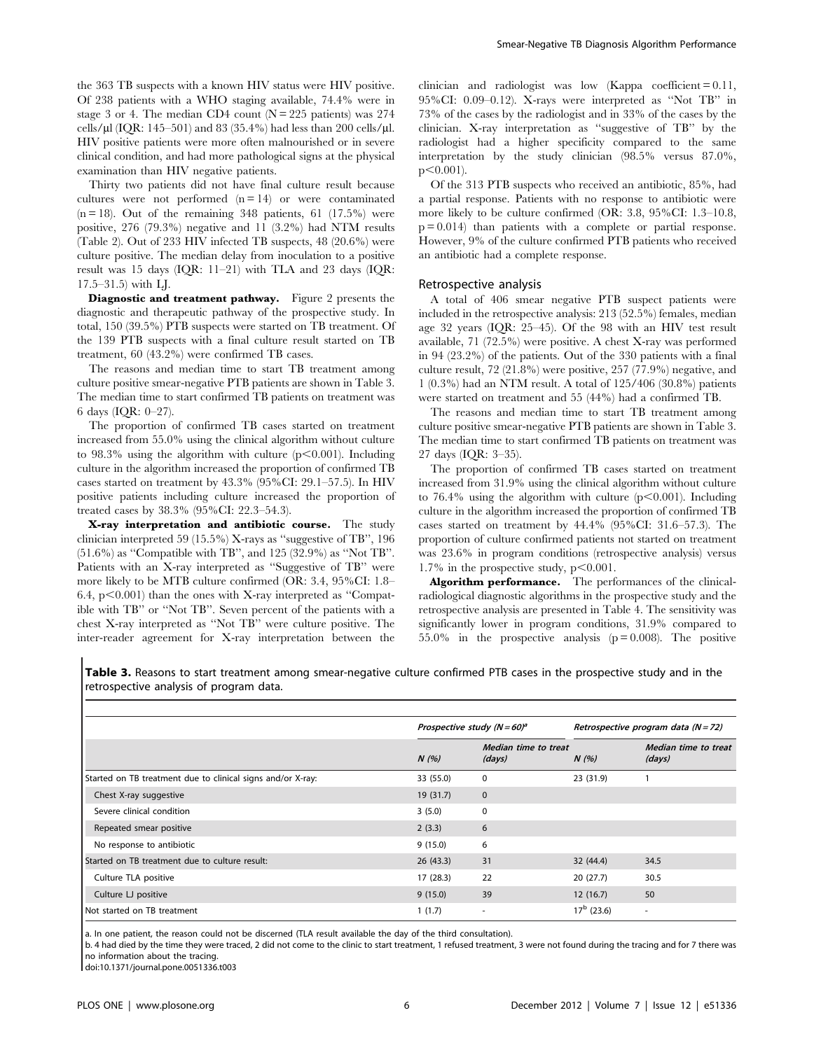the 363 TB suspects with a known HIV status were HIV positive. Of 238 patients with a WHO staging available, 74.4% were in stage 3 or 4. The median CD4 count (N = 225 patients) was 274 cells/µl (IQR: 145–501) and 83 (35.4%) had less than 200 cells/µl. HIV positive patients were more often malnourished or in severe clinical condition, and had more pathological signs at the physical examination than HIV negative patients.

Thirty two patients did not have final culture result because cultures were not performed (n = 14) or were contaminated (n = 18). Out of the remaining 348 patients, 61 (17.5%) were positive, 276 (79.3%) negative and 11 (3.2%) had NTM results (Table 2). Out of 233 HIV infected TB suspects, 48 (20.6%) were culture positive. The median delay from inoculation to a positive result was 15 days (IQR: 11–21) with TLA and 23 days (IQR: 17.5–31.5) with LJ.

**Diagnostic and treatment pathway.** Figure 2 presents the diagnostic and therapeutic pathway of the prospective study. In total, 150 (39.5%) PTB suspects were started on TB treatment. Of the 139 PTB suspects with a final culture result started on TB treatment, 60 (43.2%) were confirmed TB cases.

The reasons and median time to start TB treatment among culture positive smear-negative PTB patients are shown in Table 3. The median time to start confirmed TB patients on treatment was 6 days (IQR: 0–27).

The proportion of confirmed TB cases started on treatment increased from 55.0% using the clinical algorithm without culture to 98.3% using the algorithm with culture ($p<0.001$). Including culture in the algorithm increased the proportion of confirmed TB cases started on treatment by 43.3% (95%CI: 29.1–57.5). In HIV positive patients including culture increased the proportion of treated cases by 38.3% (95%CI: 22.3–54.3).

**X-ray interpretation and antibiotic course.** The study clinician interpreted 59 (15.5%) X-rays as "suggestive of TB", 196 (51.6%) as "Compatible with TB", and 125 (32.9%) as "Not TB". Patients with an X-ray interpreted as "Suggestive of TB" were more likely to be MTB culture confirmed (OR: 3.4, 95%CI: 1.8–6.4, $p<0.001$) than the ones with X-ray interpreted as "Compatible with TB" or "Not TB". Seven percent of the patients with a chest X-ray interpreted as "Not TB" were culture positive. The inter-reader agreement for X-ray interpretation between the clinician and radiologist was low (Kappa coefficient = 0.11, 95%CI: 0.09–0.12). X-rays were interpreted as "Not TB" in 73% of the cases by the radiologist and in 33% of the cases by the clinician. X-ray interpretation as "suggestive of TB" by the radiologist had a higher specificity compared to the same interpretation by the study clinician (98.5% versus 87.0%, $p<0.001$).

Of the 313 PTB suspects who received an antibiotic, 85%, had a partial response. Patients with no response to antibiotic were more likely to be culture confirmed (OR: 3.8, 95%CI: 1.3–10.8, $p = 0.014$) than patients with a complete or partial response. However, 9% of the culture confirmed PTB patients who received an antibiotic had a complete response.

### Retrospective analysis

A total of 406 smear negative PTB suspect patients were included in the retrospective analysis: 213 (52.5%) females, median age 32 years (IQR: 25–45). Of the 98 with an HIV test result available, 71 (72.5%) were positive. A chest X-ray was performed in 94 (23.2%) of the patients. Out of the 330 patients with a final culture result, 72 (21.8%) were positive, 257 (77.9%) negative, and 1 (0.3%) had an NTM result. A total of 125/406 (30.8%) patients were started on treatment and 55 (44%) had a confirmed TB.

The reasons and median time to start TB treatment among culture positive smear-negative PTB patients are shown in Table 3. The median time to start confirmed TB patients on treatment was 27 days (IQR: 3–35).

The proportion of confirmed TB cases started on treatment increased from 31.9% using the clinical algorithm without culture to 76.4% using the algorithm with culture ($p<0.001$). Including culture in the algorithm increased the proportion of confirmed TB cases started on treatment by 44.4% (95%CI: 31.6–57.3). The proportion of culture confirmed patients not started on treatment was 23.6% in program conditions (retrospective analysis) versus 1.7% in the prospective study, $p<0.001$.

**Algorithm performance.** The performances of the clinical-radiological diagnostic algorithms in the prospective study and the retrospective analysis are presented in Table 4. The sensitivity was significantly lower in program conditions, 31.9% compared to 55.0% in the prospective analysis ($p = 0.008$). The positive

**Table 3.** Reasons to start treatment among smear-negative culture confirmed PTB cases in the prospective study and in the retrospective analysis of program data.

| | *Prospective study (N = 60)*[a] | | *Retrospective program data (N = 72)* | |
|---|---|---|---|---|
| | *N (%)* | *Median time to treat (days)* | *N (%)* | *Median time to treat (days)* |
| Started on TB treatment due to clinical signs and/or X-ray: | 33 (55.0) | 0 | 23 (31.9) | 1 |
| Chest X-ray suggestive | 19 (31.7) | 0 | | |
| Severe clinical condition | 3 (5.0) | 0 | | |
| Repeated smear positive | 2 (3.3) | 6 | | |
| No response to antibiotic | 9 (15.0) | 6 | | |
| Started on TB treatment due to culture result: | 26 (43.3) | 31 | 32 (44.4) | 34.5 |
| Culture TLA positive | 17 (28.3) | 22 | 20 (27.7) | 30.5 |
| Culture LJ positive | 9 (15.0) | 39 | 12 (16.7) | 50 |
| Not started on TB treatment | 1 (1.7) | - | 17[b] (23.6) | - |

a. In one patient, the reason could not be discerned (TLA result available the day of the third consultation).

b. 4 had died by the time they were traced, 2 did not come to the clinic to start treatment, 1 refused treatment, 3 were not found during the tracing and for 7 there was no information about the tracing.

doi:10.1371/journal.pone.0051336.t003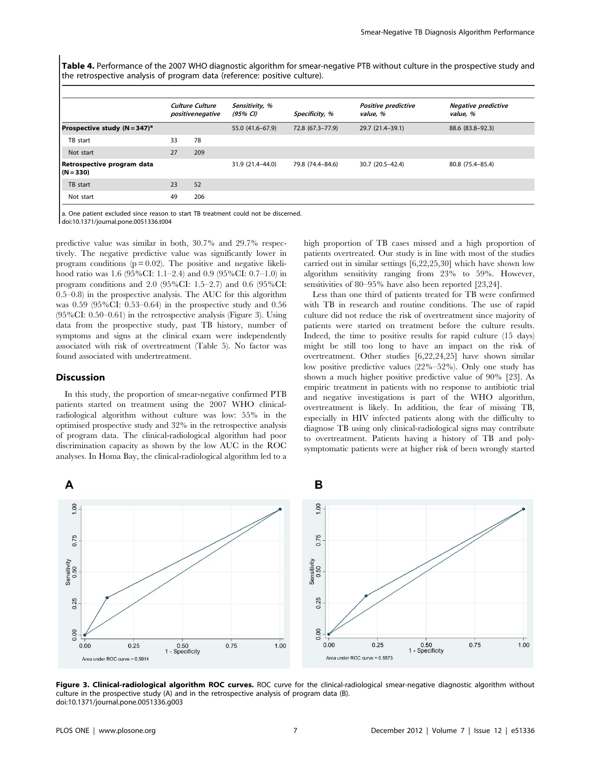**Table 4.** Performance of the 2007 WHO diagnostic algorithm for smear-negative PTB without culture in the prospective study and the retrospective analysis of program data (reference: positive culture).

| | *Culture positive* | *Culture negative* | *Sensitivity, % (95% CI)* | *Specificity, %* | *Positive predictive value, %* | *Negative predictive value, %* |
|---|---|---|---|---|---|---|
| **Prospective study (N = 347)**[a] | | | 55.0 (41.6–67.9) | 72.8 (67.3–77.9) | 29.7 (21.4–39.1) | 88.6 (83.8–92.3) |
| TB start | 33 | 78 | | | | |
| Not start | 27 | 209 | | | | |
| **Retrospective program data (N = 330)** | | | 31.9 (21.4–44.0) | 79.8 (74.4–84.6) | 30.7 (20.5–42.4) | 80.8 (75.4–85.4) |
| TB start | 23 | 52 | | | | |
| Not start | 49 | 206 | | | | |

a. One patient excluded since reason to start TB treatment could not be discerned.
doi:10.1371/journal.pone.0051336.t004

predictive value was similar in both, 30.7% and 29.7% respectively. The negative predictive value was significantly lower in program conditions ($p = 0.02$). The positive and negative likelihood ratio was 1.6 (95%CI: 1.1–2.4) and 0.9 (95%CI: 0.7–1.0) in program conditions and 2.0 (95%CI: 1.5–2.7) and 0.6 (95%CI: 0.5–0.8) in the prospective analysis. The AUC for this algorithm was 0.59 (95%CI: 0.53–0.64) in the prospective study and 0.56 (95%CI: 0.50–0.61) in the retrospective analysis (Figure 3). Using data from the prospective study, past TB history, number of symptoms and signs at the clinical exam were independently associated with risk of overtreatment (Table 5). No factor was found associated with undertreatment.

## Discussion

In this study, the proportion of smear-negative confirmed PTB patients started on treatment using the 2007 WHO clinical-radiological algorithm without culture was low: 55% in the optimised prospective study and 32% in the retrospective analysis of program data. The clinical-radiological algorithm had poor discrimination capacity as shown by the low AUC in the ROC analyses. In Homa Bay, the clinical-radiological algorithm led to a high proportion of TB cases missed and a high proportion of patients overtreated. Our study is in line with most of the studies carried out in similar settings [6,22,25,30] which have shown low algorithm sensitivity ranging from 23% to 59%. However, sensitivities of 80–95% have also been reported [23,24].

Less than one third of patients treated for TB were confirmed with TB in research and routine conditions. The use of rapid culture did not reduce the risk of overtreatment since majority of patients were started on treatment before the culture results. Indeed, the time to positive results for rapid culture (15 days) might be still too long to have an impact on the risk of overtreatment. Other studies [6,22,24,25] have shown similar low positive predictive values (22%–52%). Only one study has shown a much higher positive predictive value of 90% [23]. As empiric treatment in patients with no response to antibiotic trial and negative investigations is part of the WHO algorithm, overtreatment is likely. In addition, the fear of missing TB, especially in HIV infected patients along with the difficulty to diagnose TB using only clinical-radiological signs may contribute to overtreatment. Patients having a history of TB and poly-symptomatic patients were at higher risk of been wrongly started

**Figure 3. Clinical-radiological algorithm ROC curves.** ROC curve for the clinical-radiological smear-negative diagnostic algorithm without culture in the prospective study (A) and in the retrospective analysis of program data (B).
doi:10.1371/journal.pone.0051336.g003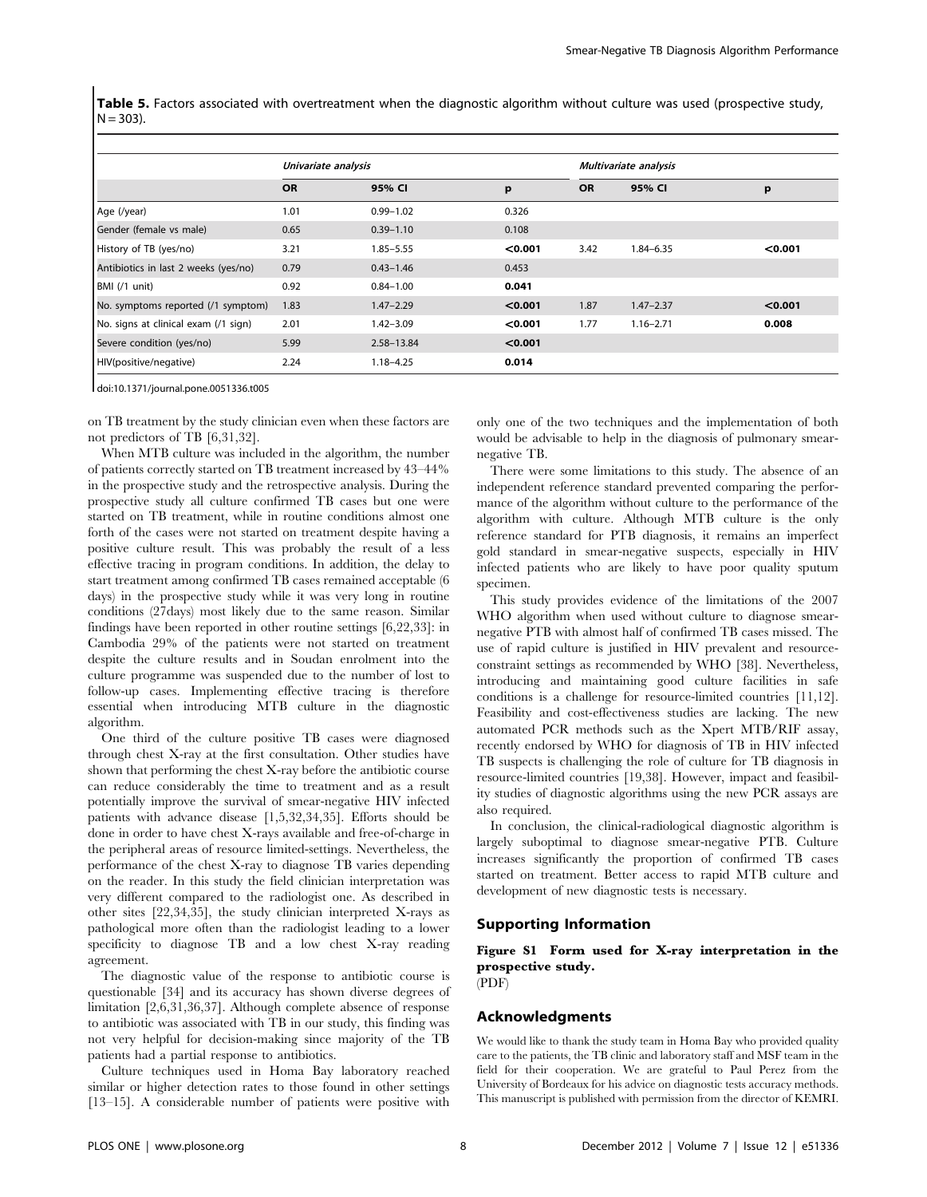**Table 5.** Factors associated with overtreatment when the diagnostic algorithm without culture was used (prospective study, N = 303).

| | *Univariate analysis* | | | *Multivariate analysis* | | |
|---|---|---|---|---|---|---|
| | **OR** | **95% CI** | **p** | **OR** | **95% CI** | **p** |
| Age (/year) | 1.01 | 0.99–1.02 | 0.326 | | | |
| Gender (female vs male) | 0.65 | 0.39–1.10 | 0.108 | | | |
| History of TB (yes/no) | 3.21 | 1.85–5.55 | **<0.001** | 3.42 | 1.84–6.35 | **<0.001** |
| Antibiotics in last 2 weeks (yes/no) | 0.79 | 0.43–1.46 | 0.453 | | | |
| BMI (/1 unit) | 0.92 | 0.84–1.00 | **0.041** | | | |
| No. symptoms reported (/1 symptom) | 1.83 | 1.47–2.29 | **<0.001** | 1.87 | 1.47–2.37 | **<0.001** |
| No. signs at clinical exam (/1 sign) | 2.01 | 1.42–3.09 | **<0.001** | 1.77 | 1.16–2.71 | **0.008** |
| Severe condition (yes/no) | 5.99 | 2.58–13.84 | **<0.001** | | | |
| HIV(positive/negative) | 2.24 | 1.18–4.25 | **0.014** | | | |

doi:10.1371/journal.pone.0051336.t005

on TB treatment by the study clinician even when these factors are not predictors of TB [6,31,32].

When MTB culture was included in the algorithm, the number of patients correctly started on TB treatment increased by 43–44% in the prospective study and the retrospective analysis. During the prospective study all culture confirmed TB cases but one were started on TB treatment, while in routine conditions almost one forth of the cases were not started on treatment despite having a positive culture result. This was probably the result of a less effective tracing in program conditions. In addition, the delay to start treatment among confirmed TB cases remained acceptable (6 days) in the prospective study while it was very long in routine conditions (27days) most likely due to the same reason. Similar findings have been reported in other routine settings [6,22,33]: in Cambodia 29% of the patients were not started on treatment despite the culture results and in Soudan enrolment into the culture programme was suspended due to the number of lost to follow-up cases. Implementing effective tracing is therefore essential when introducing MTB culture in the diagnostic algorithm.

One third of the culture positive TB cases were diagnosed through chest X-ray at the first consultation. Other studies have shown that performing the chest X-ray before the antibiotic course can reduce considerably the time to treatment and as a result potentially improve the survival of smear-negative HIV infected patients with advance disease [1,5,32,34,35]. Efforts should be done in order to have chest X-rays available and free-of-charge in the peripheral areas of resource limited-settings. Nevertheless, the performance of the chest X-ray to diagnose TB varies depending on the reader. In this study the field clinician interpretation was very different compared to the radiologist one. As described in other sites [22,34,35], the study clinician interpreted X-rays as pathological more often than the radiologist leading to a lower specificity to diagnose TB and a low chest X-ray reading agreement.

The diagnostic value of the response to antibiotic course is questionable [34] and its accuracy has shown diverse degrees of limitation [2,6,31,36,37]. Although complete absence of response to antibiotic was associated with TB in our study, this finding was not very helpful for decision-making since majority of the TB patients had a partial response to antibiotics.

Culture techniques used in Homa Bay laboratory reached similar or higher detection rates to those found in other settings [13–15]. A considerable number of patients were positive with only one of the two techniques and the implementation of both would be advisable to help in the diagnosis of pulmonary smear-negative TB.

There were some limitations to this study. The absence of an independent reference standard prevented comparing the performance of the algorithm without culture to the performance of the algorithm with culture. Although MTB culture is the only reference standard for PTB diagnosis, it remains an imperfect gold standard in smear-negative suspects, especially in HIV infected patients who are likely to have poor quality sputum specimen.

This study provides evidence of the limitations of the 2007 WHO algorithm when used without culture to diagnose smear-negative PTB with almost half of confirmed TB cases missed. The use of rapid culture is justified in HIV prevalent and resource-constraint settings as recommended by WHO [38]. Nevertheless, introducing and maintaining good culture facilities in safe conditions is a challenge for resource-limited countries [11,12]. Feasibility and cost-effectiveness studies are lacking. The new automated PCR methods such as the Xpert MTB/RIF assay, recently endorsed by WHO for diagnosis of TB in HIV infected TB suspects is challenging the role of culture for TB diagnosis in resource-limited countries [19,38]. However, impact and feasibility studies of diagnostic algorithms using the new PCR assays are also required.

In conclusion, the clinical-radiological diagnostic algorithm is largely suboptimal to diagnose smear-negative PTB. Culture increases significantly the proportion of confirmed TB cases started on treatment. Better access to rapid MTB culture and development of new diagnostic tests is necessary.

## Supporting Information

**Figure S1 Form used for X-ray interpretation in the prospective study.**
(PDF)

## Acknowledgments

We would like to thank the study team in Homa Bay who provided quality care to the patients, the TB clinic and laboratory staff and MSF team in the field for their cooperation. We are grateful to Paul Perez from the University of Bordeaux for his advice on diagnostic tests accuracy methods. This manuscript is published with permission from the director of KEMRI.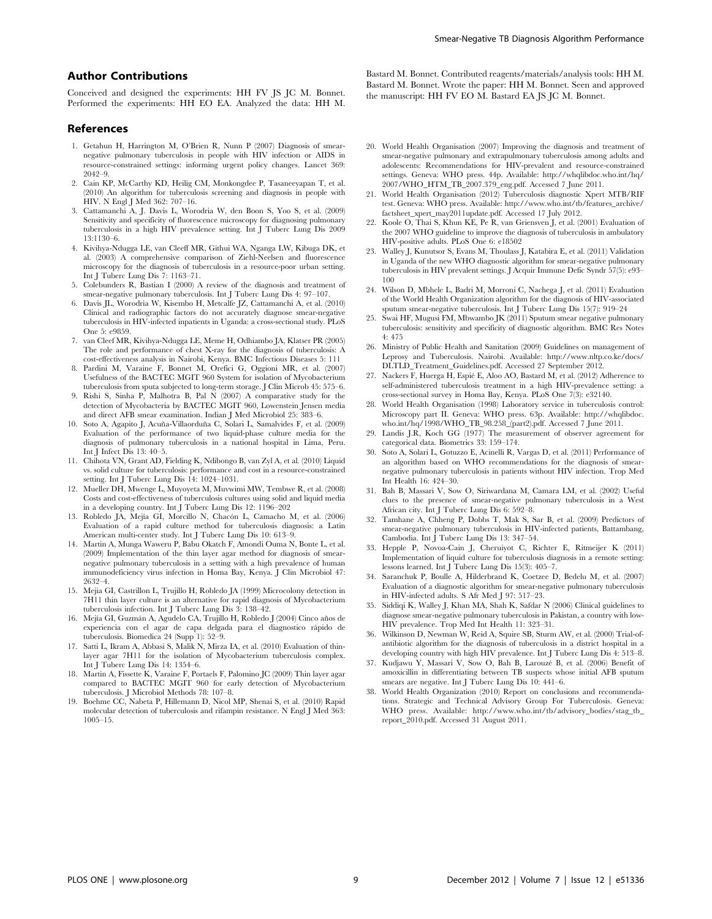## Author Contributions

Conceived and designed the experiments: HH FV JS JC M. Bonnet. Performed the experiments: HH EO EA. Analyzed the data: HH M. Bastard M. Bonnet. Contributed reagents/materials/analysis tools: HH M. Bastard M. Bonnet. Wrote the paper: HH M. Bonnet. Seen and approved the manuscript: HH FV EO M. Bastard EA JS JC M. Bonnet.

## References

1. Getahun H, Harrington M, O'Brien R, Nunn P (2007) Diagnosis of smear-negative pulmonary tuberculosis in people with HIV infection or AIDS in resource-constrained settings: informing urgent policy changes. Lancet 369: 2042–9.
2. Cain KP, McCarthy KD, Heilig CM, Monkongdee P, Tasaneeyapan T, et al. (2010) An algorithm for tuberculosis screening and diagnosis in people with HIV. N Engl J Med 362: 707–16.
3. Cattamanchi A, J. Davis L, Worodria W, den Boon S, Yoo S, et al. (2009) Sensitivity and specificity of fluorescence microscopy for diagnosing pulmonary tuberculosis in a high HIV prevalence setting. Int J Tuberc Lung Dis 2009 13:1130–6.
4. Kivihya-Ndugga LE, van Cleeff MR, Githui WA, Nganga LW, Kibuga DK, et al. (2003) A comprehensive comparison of Ziehl-Neelsen and fluorescence microscopy for the diagnosis of tuberculosis in a resource-poor urban setting. Int J Tuberc Lung Dis 7: 1163–71.
5. Colebunders R, Bastian I (2000) A review of the diagnosis and treatment of smear-negative pulmonary tuberculosis. Int J Tuberc Lung Dis 4: 97–107.
6. Davis JL, Worodria W, Kisembo H, Metcalfe JZ, Cattamanchi A, et al. (2010) Clinical and radiographic factors do not accurately diagnose smear-negative tuberculosis in HIV-infected inpatients in Uganda: a cross-sectional study. PLoS One 5: e9859.
7. van Cleef MR, Kivihya-Ndugga LE, Meme H, Odhiambo JA, Klatser PR (2005) The role and performance of chest X-ray for the diagnosis of tuberculosis: A cost-effectiveness analysis in Nairobi, Kenya. BMC Infectious Diseases 5: 111
8. Pardini M, Varaine F, Bonnet M, Orefici G, Oggioni MR, et al. (2007) Usefulness of the BACTEC MGIT 960 System for isolation of Mycobacterium tuberculosis from sputa subjected to long-term storage. J Clin Microb 45: 575–6.
9. Rishi S, Sinha P, Malhotra B, Pal N (2007) A comparative study for the detection of Mycobacteria by BACTEC MGIT 960, Lowenstein Jensen media and direct AFB smear examination. Indian J Med Microbiol 25: 383–6.
10. Soto A, Agapito J, Acuña-Villaorduña C, Solari L, Samalvides F, et al. (2009) Evaluation of the performance of two liquid-phase culture media for the diagnosis of pulmonary tuberculosis in a national hospital in Lima, Peru. Int J Infect Dis 13: 40–5.
11. Chihota VN, Grant AD, Fielding K, Ndibongo B, van Zyl A, et al. (2010) Liquid vs. solid culture for tuberculosis: performance and cost in a resource-constrained setting. Int J Tuberc Lung Dis 14: 1024–1031.
12. Mueller DH, Mwenge L, Muyoyeta M, Muvwimi MW, Tembwe R, et al. (2008) Costs and cost-effectiveness of tuberculosis cultures using solid and liquid media in a developing country. Int J Tuberc Lung Dis 12: 1196–202
13. Robledo JA, Mejía GI, Morcillo N, Chacón L, Camacho M, et al. (2006) Evaluation of a rapid culture method for tuberculosis diagnosis: a Latin American multi-center study. Int J Tuberc Lung Dis 10: 613–9.
14. Martin A, Munga Waweru P, Babu Okatch F, Amondi Ouma N, Bonte L, et al. (2009) Implementation of the thin layer agar method for diagnosis of smear-negative pulmonary tuberculosis in a setting with a high prevalence of human immunodeficiency virus infection in Homa Bay, Kenya. J Clin Microbiol 47: 2632–4.
15. Mejia GI, Castrillon L, Trujillo H, Robledo JA (1999) Microcolony detection in 7H11 thin layer culture is an alternative for rapid diagnosis of Mycobacterium tuberculosis infection. Int J Tuberc Lung Dis 3: 138–42.
16. Mejía GI, Guzmán A, Agudelo CA, Trujillo H, Robledo J (2004) Cinco años de experiencia con el agar de capa delgada para el diagnostico rápido de tuberculosis. Biomedica 24 (Supp 1): 52–9.
17. Satti L, Ikram A, Abbasi S, Malik N, Mirza IA, et al. (2010) Evaluation of thin-layer agar 7H11 for the isolation of Mycobacterium tuberculosis complex. Int J Tuberc Lung Dis 14: 1354–6.
18. Martin A, Fissette K, Varaine F, Portaels F, Palomino JC (2009) Thin layer agar compared to BACTEC MGIT 960 for early detection of Mycobacterium tuberculosis. J Microbiol Methods 78: 107–8.
19. Boehme CC, Nabeta P, Hillemann D, Nicol MP, Shenai S, et al. (2010) Rapid molecular detection of tuberculosis and rifampin resistance. N Engl J Med 363: 1005–15.
20. World Health Organisation (2007) Improving the diagnosis and treatment of smear-negative pulmonary and extrapulmonary tuberculosis among adults and adolescents: Recommendations for HIV-prevalent and resource-constrained settings. Geneva: WHO press. 44p. Available: http://whqlibdoc.who.int/hq/2007/WHO_HTM_TB_2007.379_eng.pdf. Accessed 7 June 2011.
21. World Health Organisation (2012) Tuberculosis diagnostic Xpert MTB/RIF test. Geneva: WHO press. Available: http://www.who.int/tb/features_archive/factsheet_xpert_may2011update.pdf. Accessed 17 July 2012.
22. Koole O, Thai S, Khun KE, Pe R, van Griensven J, et al. (2001) Evaluation of the 2007 WHO guideline to improve the diagnosis of tuberculosis in ambulatory HIV-positive adults. PLoS One 6: e18502
23. Walley J, Kunutsor S, Evans M, Thoulass J, Katabira E, et al. (2011) Validation in Uganda of the new WHO diagnostic algorithm for smear-negative pulmonary tuberculosis in HIV prevalent settings. J Acquir Immune Defic Syndr 57(5): e93–100
24. Wilson D, Mbhele L, Badri M, Morroni C, Nachega J, et al. (2011) Evaluation of the World Health Organization algorithm for the diagnosis of HIV-associated sputum smear-negative tuberculosis. Int J Tuberc Lung Dis 15(7): 919–24
25. Swai HF, Mugusi FM, Mbwambo JK (2011) Sputum smear negative pulmonary tuberculosis: sensitivity and specificity of diagnostic algorithm. BMC Res Notes 4: 475
26. Ministry of Public Health and Sanitation (2009) Guidelines on management of Leprosy and Tuberculosis. Nairobi. Available: http://www.nltp.co.ke/docs/DLTLD_Treatment_Guidelines.pdf. Accessed 27 September 2012.
27. Nackers F, Huerga H, Espié E, Aloo AO, Bastard M, et al. (2012) Adherence to self-administered tuberculosis treatment in a high HIV-prevalence setting: a cross-sectional survey in Homa Bay, Kenya. PLoS One 7(3): e32140.
28. World Health Organisation (1998) Laboratory service in tuberculosis control: Microscopy part II. Geneva: WHO press. 63p. Available: http://whqlibdoc.who.int/hq/1998/WHO_TB_98.258_(part2).pdf. Accessed 7 June 2011.
29. Landis J.R, Koch GG (1977) The measurement of observer agreement for categorical data. Biometrics 33: 159–174.
30. Soto A, Solari L, Gotuzzo E, Acinelli R, Vargas D, et al. (2011) Performance of an algorithm based on WHO recommendations for the diagnosis of smear-negative pulmonary tuberculosis in patients without HIV infection. Trop Med Int Health 16: 424–30.
31. Bah B, Massari V, Sow O, Siriwardana M, Camara LM, et al. (2002) Useful clues to the presence of smear-negative pulmonary tuberculosis in a West African city. Int J Tuberc Lung Dis 6: 592–8.
32. Tamhane A, Chheng P, Dobbs T, Mak S, Sar B, et al. (2009) Predictors of smear-negative pulmonary tuberculosis in HIV-infected patients, Battambang, Cambodia. Int J Tuberc Lung Dis 13: 347–54.
33. Hepple P, Novoa-Cain J, Cheruiyot C, Richter E, Ritmeijer K (2011) Implementation of liquid culture for tuberculosis diagnosis in a remote setting: lessons learned. Int J Tuberc Lung Dis 15(3): 405–7.
34. Saranchuk P, Boulle A, Hilderbrand K, Coetzee D, Bedelu M, et al. (2007) Evaluation of a diagnostic algorithm for smear-negative pulmonary tuberculosis in HIV-infected adults. S Afr Med J 97: 517–23.
35. Siddiqi K, Walley J, Khan MA, Shah K, Safdar N (2006) Clinical guidelines to diagnose smear-negative pulmonary tuberculosis in Pakistan, a country with low-HIV prevalence. Trop Med Int Health 11: 323–31.
36. Wilkinson D, Newman W, Reid A, Squire SB, Sturm AW, et al. (2000) Trial-of-antibiotic algorithm for the diagnosis of tuberculosis in a district hospital in a developing country with high HIV prevalence. Int J Tuberc Lung Dis 4: 513–8.
37. Kudjawu Y, Massari V, Sow O, Bah B, Larouzé B, et al. (2006) Benefit of amoxicillin in differentiating between TB suspects whose initial AFB sputum smears are negative. Int J Tuberc Lung Dis 10: 441–6.
38. World Health Organization (2010) Report on conclusions and recommendations. Strategic and Technical Advisory Group For Tuberculosis. Geneva: WHO press. Available: http://www.who.int/tb/advisory_bodies/stag_tb_report_2010.pdf. Accessed 31 August 2011.